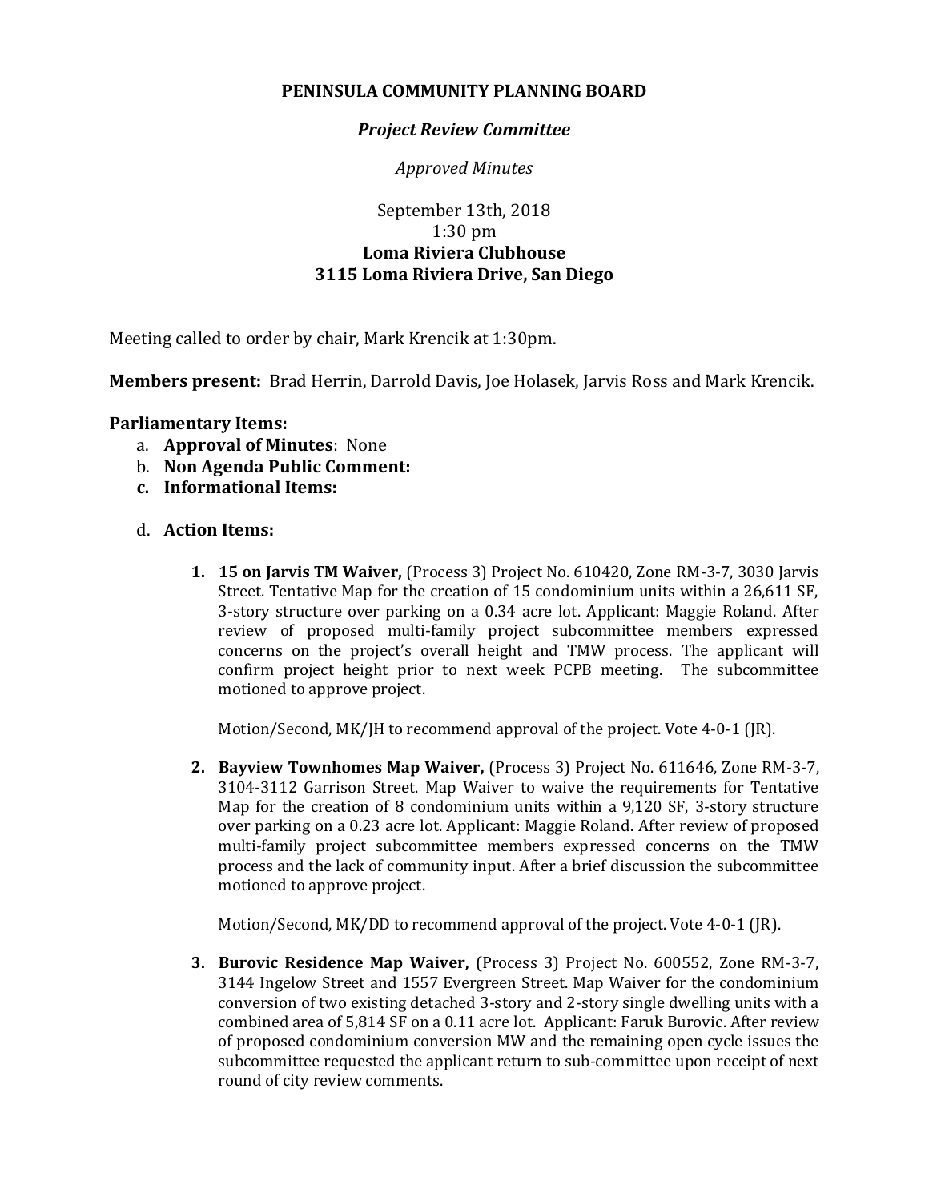# PENINSULA COMMUNITY PLANNING BOARD

## *Project Review Committee*

*Approved Minutes*

September 13th, 2018
1:30 pm
**Loma Riviera Clubhouse**
**3115 Loma Riviera Drive, San Diego**

Meeting called to order by chair, Mark Krencik at 1:30pm.

**Members present:** Brad Herrin, Darrold Davis, Joe Holasek, Jarvis Ross and Mark Krencik.

**Parliamentary Items:**

a. **Approval of Minutes**: None
b. **Non Agenda Public Comment:**
c. **Informational Items:**

d. **Action Items:**

1. **15 on Jarvis TM Waiver,** (Process 3) Project No. 610420, Zone RM-3-7, 3030 Jarvis Street. Tentative Map for the creation of 15 condominium units within a 26,611 SF, 3-story structure over parking on a 0.34 acre lot. Applicant: Maggie Roland. After review of proposed multi-family project subcommittee members expressed concerns on the project's overall height and TMW process. The applicant will confirm project height prior to next week PCPB meeting. The subcommittee motioned to approve project.

   Motion/Second, MK/JH to recommend approval of the project. Vote 4-0-1 (JR).

2. **Bayview Townhomes Map Waiver,** (Process 3) Project No. 611646, Zone RM-3-7, 3104-3112 Garrison Street. Map Waiver to waive the requirements for Tentative Map for the creation of 8 condominium units within a 9,120 SF, 3-story structure over parking on a 0.23 acre lot. Applicant: Maggie Roland. After review of proposed multi-family project subcommittee members expressed concerns on the TMW process and the lack of community input. After a brief discussion the subcommittee motioned to approve project.

   Motion/Second, MK/DD to recommend approval of the project. Vote 4-0-1 (JR).

3. **Burovic Residence Map Waiver,** (Process 3) Project No. 600552, Zone RM-3-7, 3144 Ingelow Street and 1557 Evergreen Street. Map Waiver for the condominium conversion of two existing detached 3-story and 2-story single dwelling units with a combined area of 5,814 SF on a 0.11 acre lot. Applicant: Faruk Burovic. After review of proposed condominium conversion MW and the remaining open cycle issues the subcommittee requested the applicant return to sub-committee upon receipt of next round of city review comments.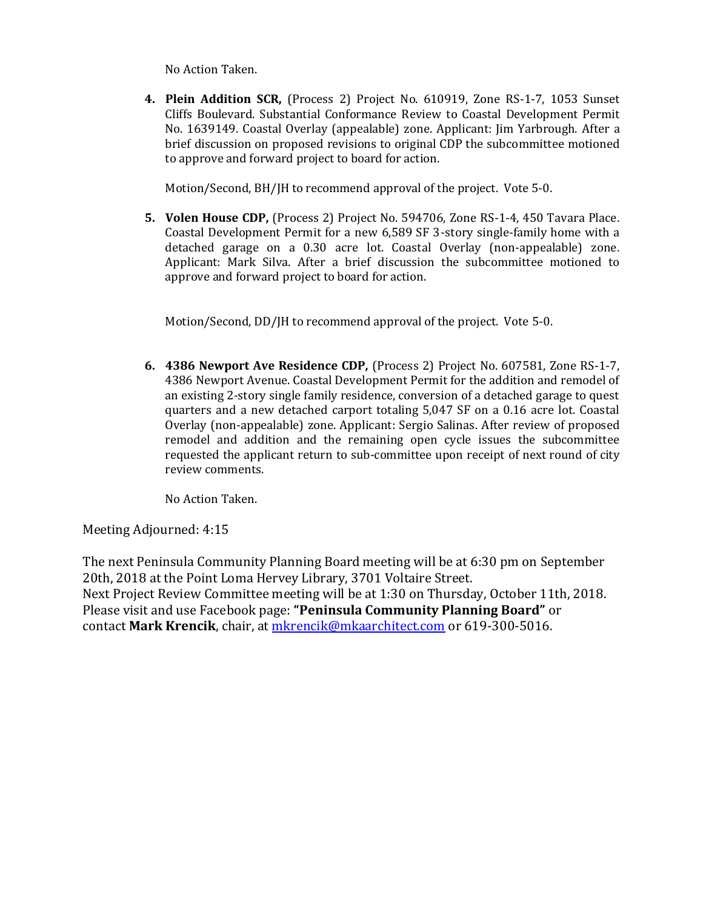No Action Taken.

4. **Plein Addition SCR,** (Process 2) Project No. 610919, Zone RS-1-7, 1053 Sunset Cliffs Boulevard. Substantial Conformance Review to Coastal Development Permit No. 1639149. Coastal Overlay (appealable) zone. Applicant: Jim Yarbrough. After a brief discussion on proposed revisions to original CDP the subcommittee motioned to approve and forward project to board for action.

   Motion/Second, BH/JH to recommend approval of the project. Vote 5-0.

5. **Volen House CDP,** (Process 2) Project No. 594706, Zone RS-1-4, 450 Tavara Place. Coastal Development Permit for a new 6,589 SF 3-story single-family home with a detached garage on a 0.30 acre lot. Coastal Overlay (non-appealable) zone. Applicant: Mark Silva. After a brief discussion the subcommittee motioned to approve and forward project to board for action.

   Motion/Second, DD/JH to recommend approval of the project. Vote 5-0.

6. **4386 Newport Ave Residence CDP,** (Process 2) Project No. 607581, Zone RS-1-7, 4386 Newport Avenue. Coastal Development Permit for the addition and remodel of an existing 2-story single family residence, conversion of a detached garage to quest quarters and a new detached carport totaling 5,047 SF on a 0.16 acre lot. Coastal Overlay (non-appealable) zone. Applicant: Sergio Salinas. After review of proposed remodel and addition and the remaining open cycle issues the subcommittee requested the applicant return to sub-committee upon receipt of next round of city review comments.

   No Action Taken.

Meeting Adjourned: 4:15

The next Peninsula Community Planning Board meeting will be at 6:30 pm on September 20th, 2018 at the Point Loma Hervey Library, 3701 Voltaire Street.
Next Project Review Committee meeting will be at 1:30 on Thursday, October 11th, 2018.
Please visit and use Facebook page: **"Peninsula Community Planning Board"** or contact **Mark Krencik**, chair, at mkrencik@mkaarchitect.com or 619-300-5016.